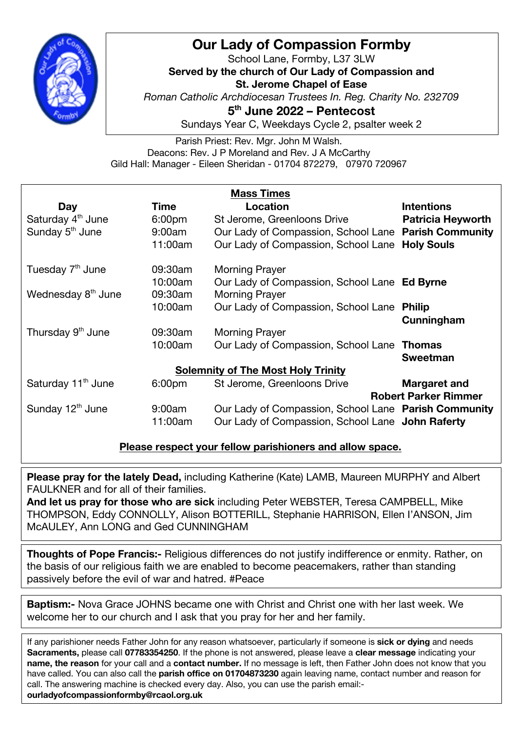# Our Lady of Compassion Formby

School Lane, Formby, L37 3LW

**Served by the church of Our Lady of Compassion and**
**St. Jerome Chapel of Ease**

*Roman Catholic Archdiocesan Trustees In. Reg. Charity No. 232709*

**5th June 2022 – Pentecost**

Sundays Year C, Weekdays Cycle 2, psalter week 2

Parish Priest: Rev. Mgr. John M Walsh.
Deacons: Rev. J P Moreland and Rev. J A McCarthy
Gild Hall: Manager - Eileen Sheridan - 01704 872279, 07970 720967

## Mass Times

| Day | Time | Location | Intentions |
|---|---|---|---|
| Saturday 4th June | 6:00pm | St Jerome, Greenloons Drive | **Patricia Heyworth** |
| Sunday 5th June | 9:00am | Our Lady of Compassion, School Lane | **Parish Community** |
| | 11:00am | Our Lady of Compassion, School Lane | **Holy Souls** |
| Tuesday 7th June | 09:30am | Morning Prayer | |
| | 10:00am | Our Lady of Compassion, School Lane | **Ed Byrne** |
| Wednesday 8th June | 09:30am | Morning Prayer | |
| | 10:00am | Our Lady of Compassion, School Lane | **Philip Cunningham** |
| Thursday 9th June | 09:30am | Morning Prayer | |
| | 10:00am | Our Lady of Compassion, School Lane | **Thomas Sweetman** |
| **Solemnity of The Most Holy Trinity** | | | |
| Saturday 11th June | 6:00pm | St Jerome, Greenloons Drive | **Margaret and Robert Parker Rimmer** |
| Sunday 12th June | 9:00am | Our Lady of Compassion, School Lane | **Parish Community** |
| | 11:00am | Our Lady of Compassion, School Lane | **John Raferty** |

**Please respect your fellow parishioners and allow space.**

**Please pray for the lately Dead,** including Katherine (Kate) LAMB, Maureen MURPHY and Albert FAULKNER and for all of their families.
**And let us pray for those who are sick** including Peter WEBSTER, Teresa CAMPBELL, Mike THOMPSON, Eddy CONNOLLY, Alison BOTTERILL, Stephanie HARRISON, Ellen I'ANSON, Jim McAULEY, Ann LONG and Ged CUNNINGHAM

**Thoughts of Pope Francis:-** Religious differences do not justify indifference or enmity. Rather, on the basis of our religious faith we are enabled to become peacemakers, rather than standing passively before the evil of war and hatred. #Peace

**Baptism:-** Nova Grace JOHNS became one with Christ and Christ one with her last week. We welcome her to our church and I ask that you pray for her and her family.

If any parishioner needs Father John for any reason whatsoever, particularly if someone is **sick or dying** and needs **Sacraments,** please call **07783354250**. If the phone is not answered, please leave a **clear message** indicating your **name, the reason** for your call and a **contact number.** If no message is left, then Father John does not know that you have called. You can also call the **parish office on 01704873230** again leaving name, contact number and reason for call. The answering machine is checked every day. Also, you can use the parish email:- **ourladyofcompassionformby@rcaol.org.uk**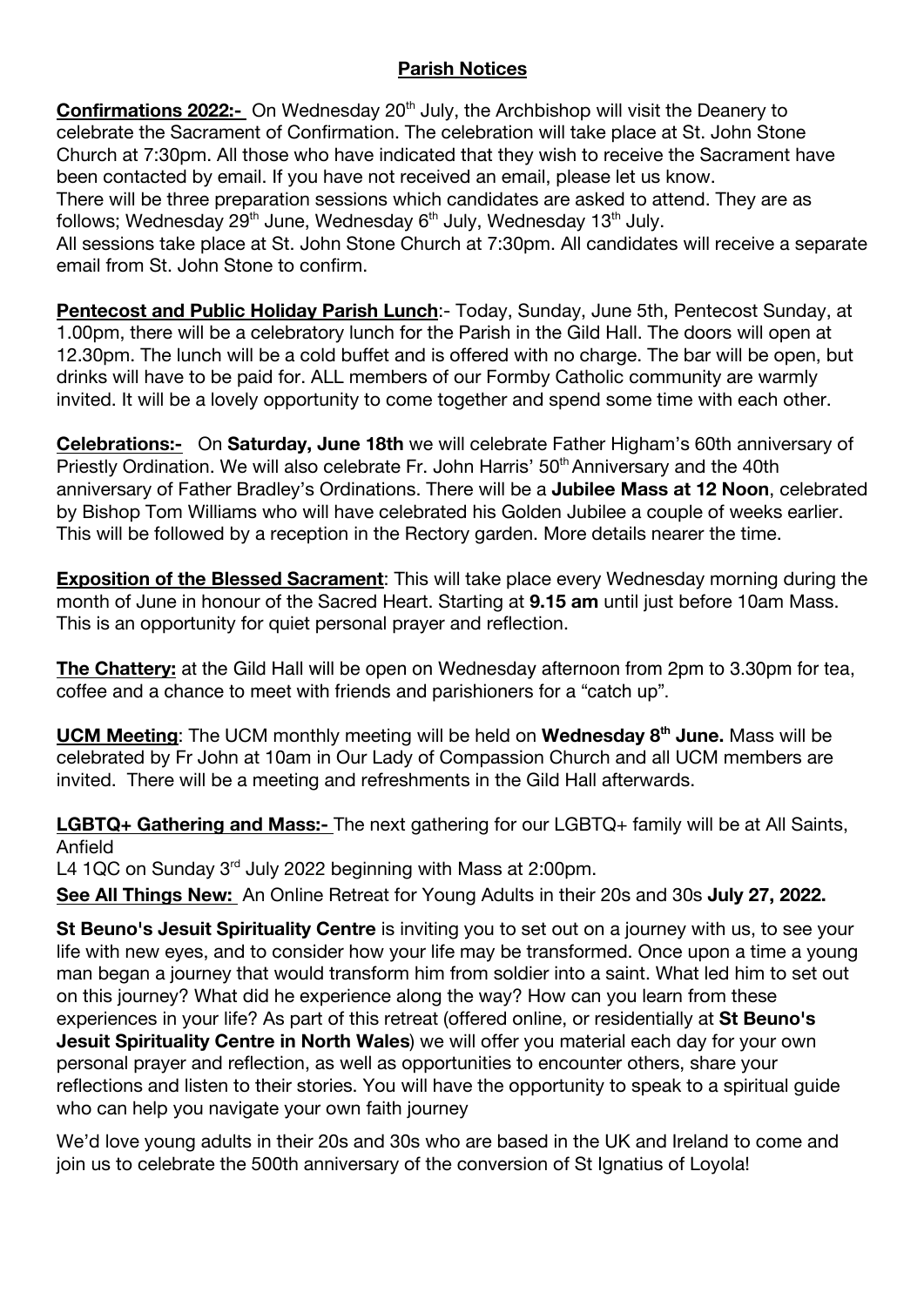## Parish Notices

**Confirmations 2022:-** On Wednesday 20th July, the Archbishop will visit the Deanery to celebrate the Sacrament of Confirmation. The celebration will take place at St. John Stone Church at 7:30pm. All those who have indicated that they wish to receive the Sacrament have been contacted by email. If you have not received an email, please let us know.
There will be three preparation sessions which candidates are asked to attend. They are as follows; Wednesday 29th June, Wednesday 6th July, Wednesday 13th July.
All sessions take place at St. John Stone Church at 7:30pm. All candidates will receive a separate email from St. John Stone to confirm.

**Pentecost and Public Holiday Parish Lunch**:- Today, Sunday, June 5th, Pentecost Sunday, at 1.00pm, there will be a celebratory lunch for the Parish in the Gild Hall. The doors will open at 12.30pm. The lunch will be a cold buffet and is offered with no charge. The bar will be open, but drinks will have to be paid for. ALL members of our Formby Catholic community are warmly invited. It will be a lovely opportunity to come together and spend some time with each other.

**Celebrations:-** On **Saturday, June 18th** we will celebrate Father Higham's 60th anniversary of Priestly Ordination. We will also celebrate Fr. John Harris' 50th Anniversary and the 40th anniversary of Father Bradley's Ordinations. There will be a **Jubilee Mass at 12 Noon**, celebrated by Bishop Tom Williams who will have celebrated his Golden Jubilee a couple of weeks earlier. This will be followed by a reception in the Rectory garden. More details nearer the time.

**Exposition of the Blessed Sacrament**: This will take place every Wednesday morning during the month of June in honour of the Sacred Heart. Starting at **9.15 am** until just before 10am Mass. This is an opportunity for quiet personal prayer and reflection.

**The Chattery:** at the Gild Hall will be open on Wednesday afternoon from 2pm to 3.30pm for tea, coffee and a chance to meet with friends and parishioners for a "catch up".

**UCM Meeting**: The UCM monthly meeting will be held on **Wednesday 8th June.** Mass will be celebrated by Fr John at 10am in Our Lady of Compassion Church and all UCM members are invited. There will be a meeting and refreshments in the Gild Hall afterwards.

**LGBTQ+ Gathering and Mass:-** The next gathering for our LGBTQ+ family will be at All Saints, Anfield
L4 1QC on Sunday 3rd July 2022 beginning with Mass at 2:00pm.

**See All Things New:** An Online Retreat for Young Adults in their 20s and 30s **July 27, 2022.**

**St Beuno's Jesuit Spirituality Centre** is inviting you to set out on a journey with us, to see your life with new eyes, and to consider how your life may be transformed. Once upon a time a young man began a journey that would transform him from soldier into a saint. What led him to set out on this journey? What did he experience along the way? How can you learn from these experiences in your life? As part of this retreat (offered online, or residentially at **St Beuno's Jesuit Spirituality Centre in North Wales**) we will offer you material each day for your own personal prayer and reflection, as well as opportunities to encounter others, share your reflections and listen to their stories. You will have the opportunity to speak to a spiritual guide who can help you navigate your own faith journey

We'd love young adults in their 20s and 30s who are based in the UK and Ireland to come and join us to celebrate the 500th anniversary of the conversion of St Ignatius of Loyola!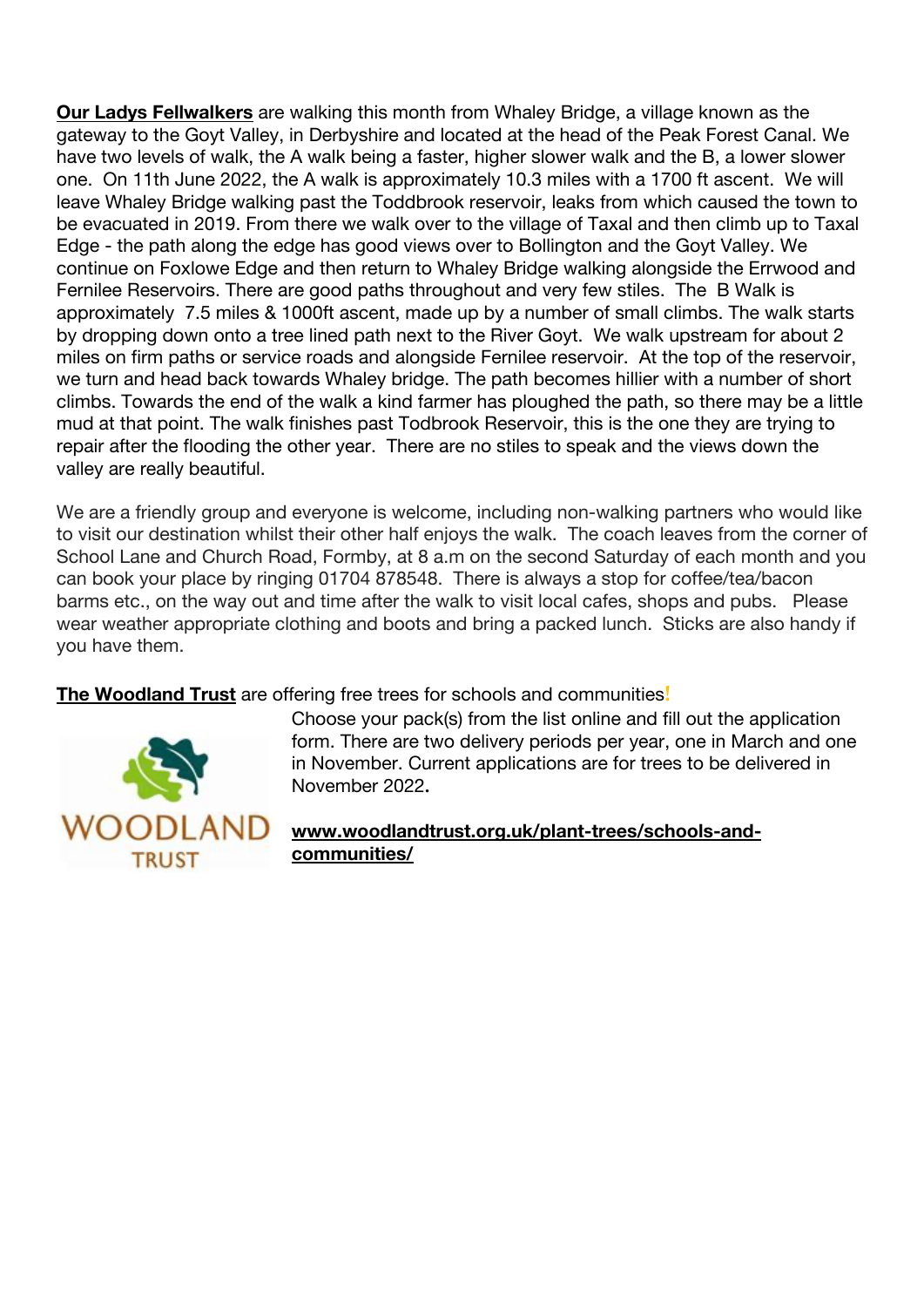**Our Ladys Fellwalkers** are walking this month from Whaley Bridge, a village known as the gateway to the Goyt Valley, in Derbyshire and located at the head of the Peak Forest Canal. We have two levels of walk, the A walk being a faster, higher slower walk and the B, a lower slower one. On 11th June 2022, the A walk is approximately 10.3 miles with a 1700 ft ascent. We will leave Whaley Bridge walking past the Toddbrook reservoir, leaks from which caused the town to be evacuated in 2019. From there we walk over to the village of Taxal and then climb up to Taxal Edge - the path along the edge has good views over to Bollington and the Goyt Valley. We continue on Foxlowe Edge and then return to Whaley Bridge walking alongside the Errwood and Fernilee Reservoirs. There are good paths throughout and very few stiles. The B Walk is approximately 7.5 miles & 1000ft ascent, made up by a number of small climbs. The walk starts by dropping down onto a tree lined path next to the River Goyt. We walk upstream for about 2 miles on firm paths or service roads and alongside Fernilee reservoir. At the top of the reservoir, we turn and head back towards Whaley bridge. The path becomes hillier with a number of short climbs. Towards the end of the walk a kind farmer has ploughed the path, so there may be a little mud at that point. The walk finishes past Todbrook Reservoir, this is the one they are trying to repair after the flooding the other year. There are no stiles to speak and the views down the valley are really beautiful.

We are a friendly group and everyone is welcome, including non-walking partners who would like to visit our destination whilst their other half enjoys the walk. The coach leaves from the corner of School Lane and Church Road, Formby, at 8 a.m on the second Saturday of each month and you can book your place by ringing 01704 878548. There is always a stop for coffee/tea/bacon barms etc., on the way out and time after the walk to visit local cafes, shops and pubs. Please wear weather appropriate clothing and boots and bring a packed lunch. Sticks are also handy if you have them.

**The Woodland Trust** are offering free trees for schools and communities!

WOODLAND TRUST

Choose your pack(s) from the list online and fill out the application form. There are two delivery periods per year, one in March and one in November. Current applications are for trees to be delivered in November 2022.

**www.woodlandtrust.org.uk/plant-trees/schools-and-communities/**